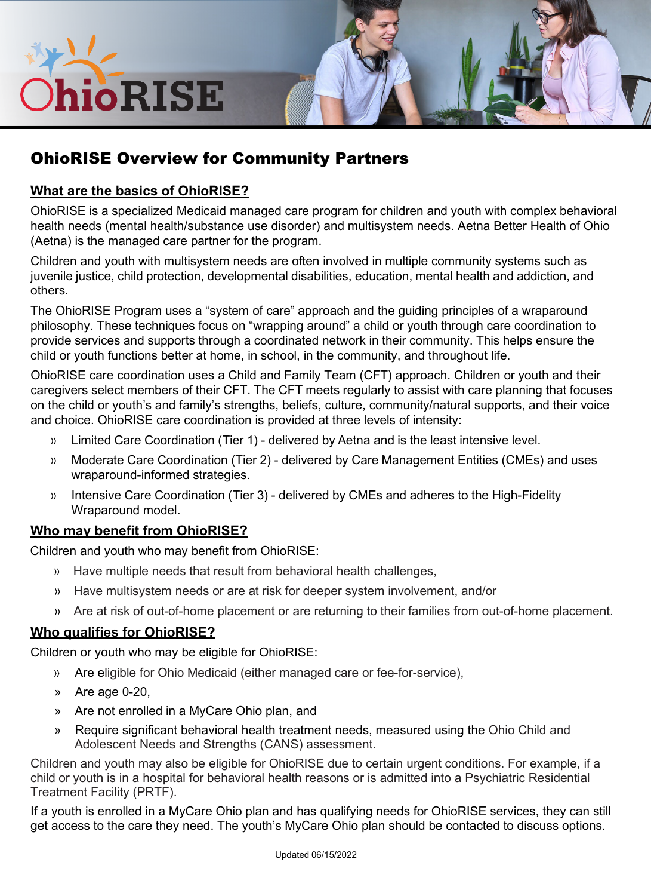# OhioRISE Overview for Community Partners

## What are the basics of OhioRISE?

OhioRISE is a specialized Medicaid managed care program for children and youth with complex behavioral health needs (mental health/substance use disorder) and multisystem needs. Aetna Better Health of Ohio (Aetna) is the managed care partner for the program.

Children and youth with multisystem needs are often involved in multiple community systems such as juvenile justice, child protection, developmental disabilities, education, mental health and addiction, and others.

The OhioRISE Program uses a "system of care" approach and the guiding principles of a wraparound philosophy. These techniques focus on "wrapping around" a child or youth through care coordination to provide services and supports through a coordinated network in their community. This helps ensure the child or youth functions better at home, in school, in the community, and throughout life.

OhioRISE care coordination uses a Child and Family Team (CFT) approach. Children or youth and their caregivers select members of their CFT. The CFT meets regularly to assist with care planning that focuses on the child or youth's and family's strengths, beliefs, culture, community/natural supports, and their voice and choice. OhioRISE care coordination is provided at three levels of intensity:

- Limited Care Coordination (Tier 1) - delivered by Aetna and is the least intensive level.
- Moderate Care Coordination (Tier 2) - delivered by Care Management Entities (CMEs) and uses wraparound-informed strategies.
- Intensive Care Coordination (Tier 3) - delivered by CMEs and adheres to the High-Fidelity Wraparound model.

## Who may benefit from OhioRISE?

Children and youth who may benefit from OhioRISE:

- Have multiple needs that result from behavioral health challenges,
- Have multisystem needs or are at risk for deeper system involvement, and/or
- Are at risk of out-of-home placement or are returning to their families from out-of-home placement.

## Who qualifies for OhioRISE?

Children or youth who may be eligible for OhioRISE:

- Are eligible for Ohio Medicaid (either managed care or fee-for-service),
- Are age 0-20,
- Are not enrolled in a MyCare Ohio plan, and
- Require significant behavioral health treatment needs, measured using the Ohio Child and Adolescent Needs and Strengths (CANS) assessment.

Children and youth may also be eligible for OhioRISE due to certain urgent conditions. For example, if a child or youth is in a hospital for behavioral health reasons or is admitted into a Psychiatric Residential Treatment Facility (PRTF).

If a youth is enrolled in a MyCare Ohio plan and has qualifying needs for OhioRISE services, they can still get access to the care they need. The youth's MyCare Ohio plan should be contacted to discuss options.

Updated 06/15/2022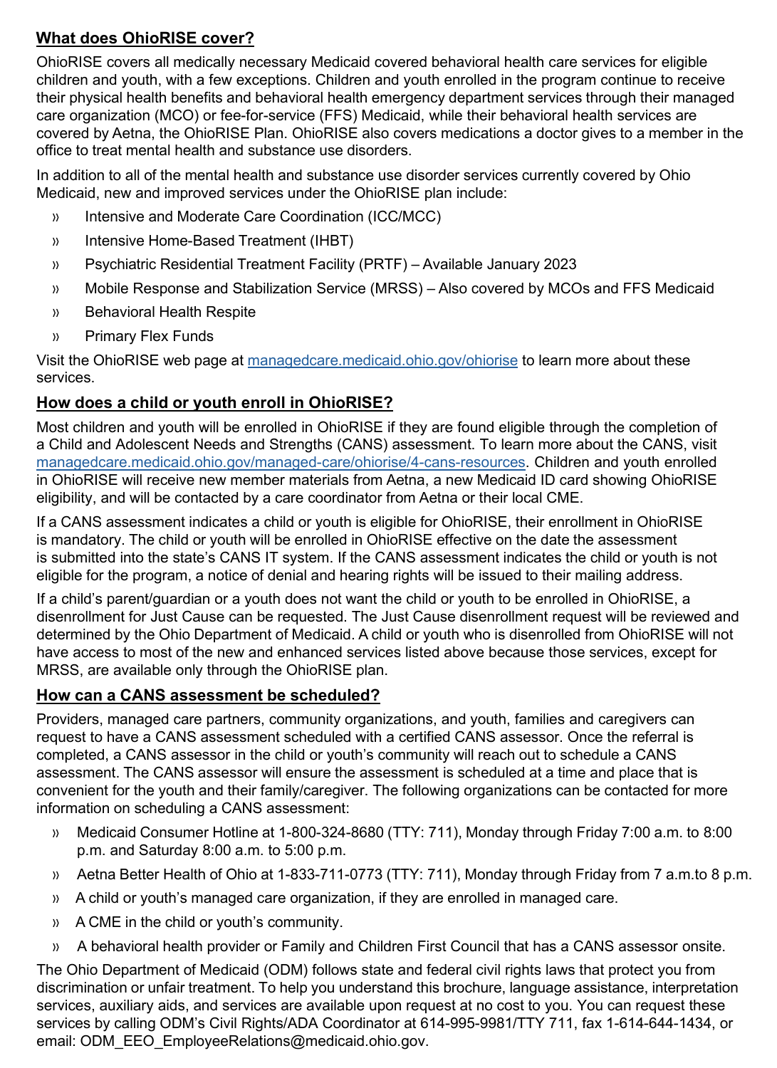## What does OhioRISE cover?

OhioRISE covers all medically necessary Medicaid covered behavioral health care services for eligible children and youth, with a few exceptions. Children and youth enrolled in the program continue to receive their physical health benefits and behavioral health emergency department services through their managed care organization (MCO) or fee-for-service (FFS) Medicaid, while their behavioral health services are covered by Aetna, the OhioRISE Plan. OhioRISE also covers medications a doctor gives to a member in the office to treat mental health and substance use disorders.

In addition to all of the mental health and substance use disorder services currently covered by Ohio Medicaid, new and improved services under the OhioRISE plan include:

- Intensive and Moderate Care Coordination (ICC/MCC)
- Intensive Home-Based Treatment (IHBT)
- Psychiatric Residential Treatment Facility (PRTF) – Available January 2023
- Mobile Response and Stabilization Service (MRSS) – Also covered by MCOs and FFS Medicaid
- Behavioral Health Respite
- Primary Flex Funds

Visit the OhioRISE web page at [managedcare.medicaid.ohio.gov/ohiorise](managedcare.medicaid.ohio.gov/ohiorise) to learn more about these services.

## How does a child or youth enroll in OhioRISE?

Most children and youth will be enrolled in OhioRISE if they are found eligible through the completion of a Child and Adolescent Needs and Strengths (CANS) assessment. To learn more about the CANS, visit [managedcare.medicaid.ohio.gov/managed-care/ohiorise/4-cans-resources](managedcare.medicaid.ohio.gov/managed-care/ohiorise/4-cans-resources). Children and youth enrolled in OhioRISE will receive new member materials from Aetna, a new Medicaid ID card showing OhioRISE eligibility, and will be contacted by a care coordinator from Aetna or their local CME.

If a CANS assessment indicates a child or youth is eligible for OhioRISE, their enrollment in OhioRISE is mandatory. The child or youth will be enrolled in OhioRISE effective on the date the assessment is submitted into the state's CANS IT system. If the CANS assessment indicates the child or youth is not eligible for the program, a notice of denial and hearing rights will be issued to their mailing address.

If a child's parent/guardian or a youth does not want the child or youth to be enrolled in OhioRISE, a disenrollment for Just Cause can be requested. The Just Cause disenrollment request will be reviewed and determined by the Ohio Department of Medicaid. A child or youth who is disenrolled from OhioRISE will not have access to most of the new and enhanced services listed above because those services, except for MRSS, are available only through the OhioRISE plan.

## How can a CANS assessment be scheduled?

Providers, managed care partners, community organizations, and youth, families and caregivers can request to have a CANS assessment scheduled with a certified CANS assessor. Once the referral is completed, a CANS assessor in the child or youth's community will reach out to schedule a CANS assessment. The CANS assessor will ensure the assessment is scheduled at a time and place that is convenient for the youth and their family/caregiver. The following organizations can be contacted for more information on scheduling a CANS assessment:

- Medicaid Consumer Hotline at 1-800-324-8680 (TTY: 711), Monday through Friday 7:00 a.m. to 8:00 p.m. and Saturday 8:00 a.m. to 5:00 p.m.
- Aetna Better Health of Ohio at 1-833-711-0773 (TTY: 711), Monday through Friday from 7 a.m.to 8 p.m.
- A child or youth's managed care organization, if they are enrolled in managed care.
- A CME in the child or youth's community.
- A behavioral health provider or Family and Children First Council that has a CANS assessor onsite.

The Ohio Department of Medicaid (ODM) follows state and federal civil rights laws that protect you from discrimination or unfair treatment. To help you understand this brochure, language assistance, interpretation services, auxiliary aids, and services are available upon request at no cost to you. You can request these services by calling ODM's Civil Rights/ADA Coordinator at 614-995-9981/TTY 711, fax 1-614-644-1434, or email: ODM_EEO_EmployeeRelations@medicaid.ohio.gov.